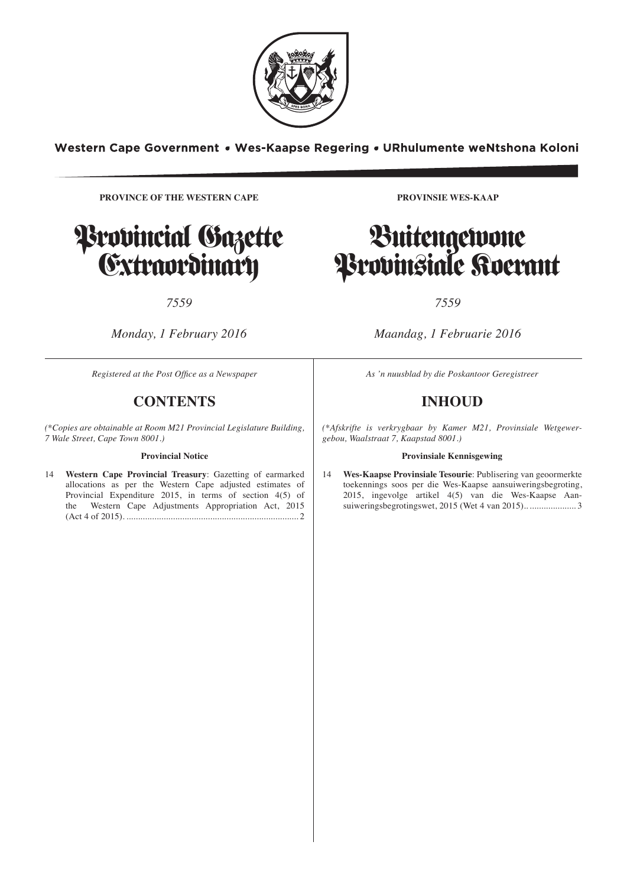Western Cape Government • Wes-Kaapse Regering • URhulumente weNtshona Koloni

**PROVINCE OF THE WESTERN CAPE**

# Provincial Gazette Extraordinary

*7559*

*Monday, 1 February 2016*

*Registered at the Post Office as a Newspaper*

## CONTENTS

*(\*Copies are obtainable at Room M21 Provincial Legislature Building, 7 Wale Street, Cape Town 8001.)*

**Provincial Notice**

14 **Western Cape Provincial Treasury**: Gazetting of earmarked allocations as per the Western Cape adjusted estimates of Provincial Expenditure 2015, in terms of section 4(5) of the Western Cape Adjustments Appropriation Act, 2015 (Act 4 of 2015). .......................................................................... 2

**PROVINSIE WES-KAAP**

# Buitengewone Provinsiale Koerant

*7559*

*Maandag, 1 Februarie 2016*

*As 'n nuusblad by die Poskantoor Geregistreer*

## INHOUD

*(\*Afskrifte is verkrygbaar by Kamer M21, Provinsiale Wetgewergebou, Waalstraat 7, Kaapstad 8001.)*

**Provinsiale Kennisgewing**

14 **Wes-Kaapse Provinsiale Tesourie**: Publisering van geoormerkte toekennings soos per die Wes-Kaapse aansuiweringsbegroting, 2015, ingevolge artikel 4(5) van die Wes-Kaapse Aansuiweringsbegrotingswet, 2015 (Wet 4 van 2015).. .................... 3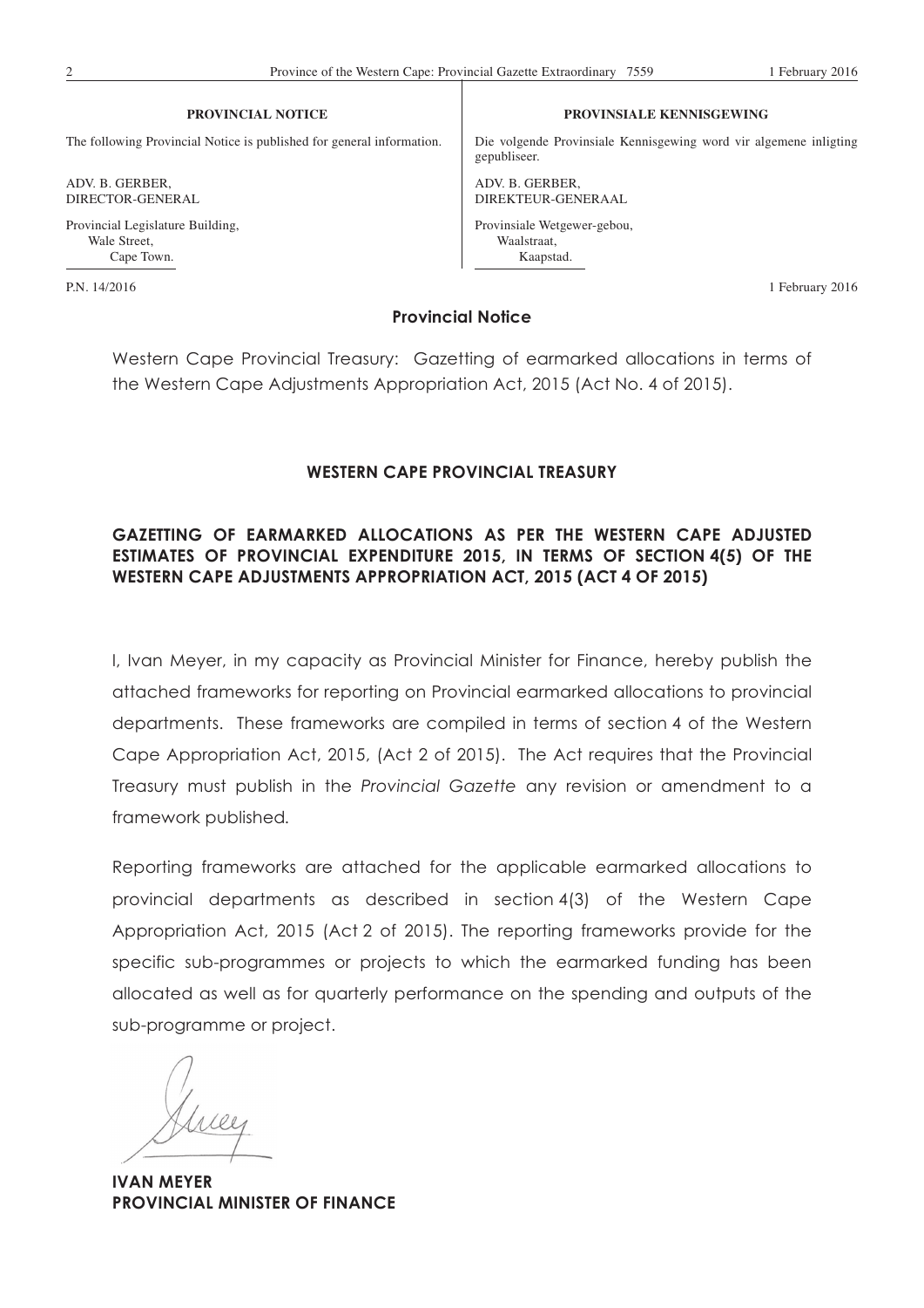| PROVINCIAL NOTICE | PROVINSIALE KENNISGEWING |
| --- | --- |
| The following Provincial Notice is published for general information. | Die volgende Provinsiale Kennisgewing word vir algemene inligting gepubliseer. |
| ADV. B. GERBER, DIRECTOR-GENERAL | ADV. B. GERBER, DIREKTEUR-GENERAAL |
| Provincial Legislature Building, Wale Street, Cape Town. | Provinsiale Wetgewer-gebou, Waalstraat, Kaapstad. |

P.N. 14/2016 1 February 2016

**Provincial Notice**

Western Cape Provincial Treasury: Gazetting of earmarked allocations in terms of the Western Cape Adjustments Appropriation Act, 2015 (Act No. 4 of 2015).

**WESTERN CAPE PROVINCIAL TREASURY**

**GAZETTING OF EARMARKED ALLOCATIONS AS PER THE WESTERN CAPE ADJUSTED ESTIMATES OF PROVINCIAL EXPENDITURE 2015, IN TERMS OF SECTION 4(5) OF THE WESTERN CAPE ADJUSTMENTS APPROPRIATION ACT, 2015 (ACT 4 OF 2015)**

I, Ivan Meyer, in my capacity as Provincial Minister for Finance, hereby publish the attached frameworks for reporting on Provincial earmarked allocations to provincial departments. These frameworks are compiled in terms of section 4 of the Western Cape Appropriation Act, 2015, (Act 2 of 2015). The Act requires that the Provincial Treasury must publish in the *Provincial Gazette* any revision or amendment to a framework published.

Reporting frameworks are attached for the applicable earmarked allocations to provincial departments as described in section 4(3) of the Western Cape Appropriation Act, 2015 (Act 2 of 2015). The reporting frameworks provide for the specific sub-programmes or projects to which the earmarked funding has been allocated as well as for quarterly performance on the spending and outputs of the sub-programme or project.

**IVAN MEYER**
**PROVINCIAL MINISTER OF FINANCE**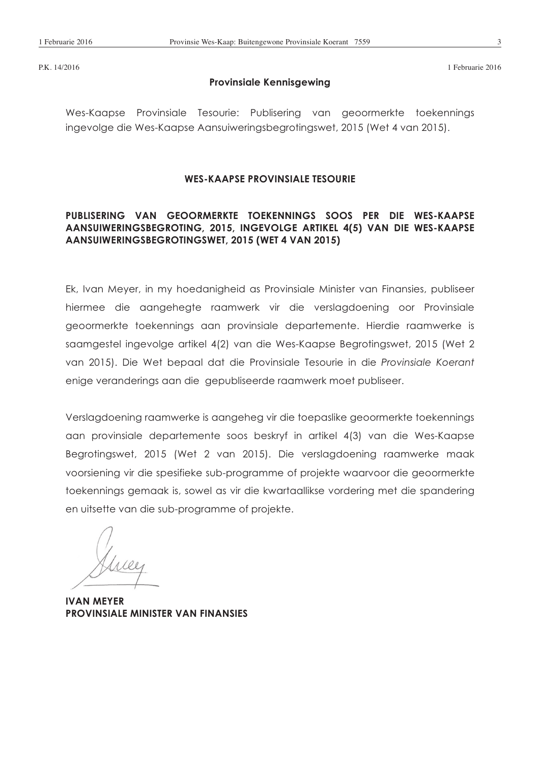P.K. 14/2016 1 Februarie 2016

## Provinsiale Kennisgewing

Wes-Kaapse Provinsiale Tesourie: Publisering van geoormerkte toekennings ingevolge die Wes-Kaapse Aansuiweringsbegrotingswet, 2015 (Wet 4 van 2015).

### WES-KAAPSE PROVINSIALE TESOURIE

### PUBLISERING VAN GEOORMERKTE TOEKENNINGS SOOS PER DIE WES-KAAPSE AANSUIWERINGSBEGROTING, 2015, INGEVOLGE ARTIKEL 4(5) VAN DIE WES-KAAPSE AANSUIWERINGSBEGROTINGSWET, 2015 (WET 4 VAN 2015)

Ek, Ivan Meyer, in my hoedanigheid as Provinsiale Minister van Finansies, publiseer hiermee die aangehegte raamwerk vir die verslagdoening oor Provinsiale geoormerkte toekennings aan provinsiale departemente. Hierdie raamwerke is saamgestel ingevolge artikel 4(2) van die Wes-Kaapse Begrotingswet, 2015 (Wet 2 van 2015). Die Wet bepaal dat die Provinsiale Tesourie in die *Provinsiale Koerant* enige veranderings aan die gepubliseerde raamwerk moet publiseer.

Verslagdoening raamwerke is aangeheg vir die toepaslike geoormerkte toekennings aan provinsiale departemente soos beskryf in artikel 4(3) van die Wes-Kaapse Begrotingswet, 2015 (Wet 2 van 2015). Die verslagdoening raamwerke maak voorsiening vir die spesifieke sub-programme of projekte waarvoor die geoormerkte toekennings gemaak is, sowel as vir die kwartaallikse vordering met die spandering en uitsette van die sub-programme of projekte.

**IVAN MEYER**
**PROVINSIALE MINISTER VAN FINANSIES**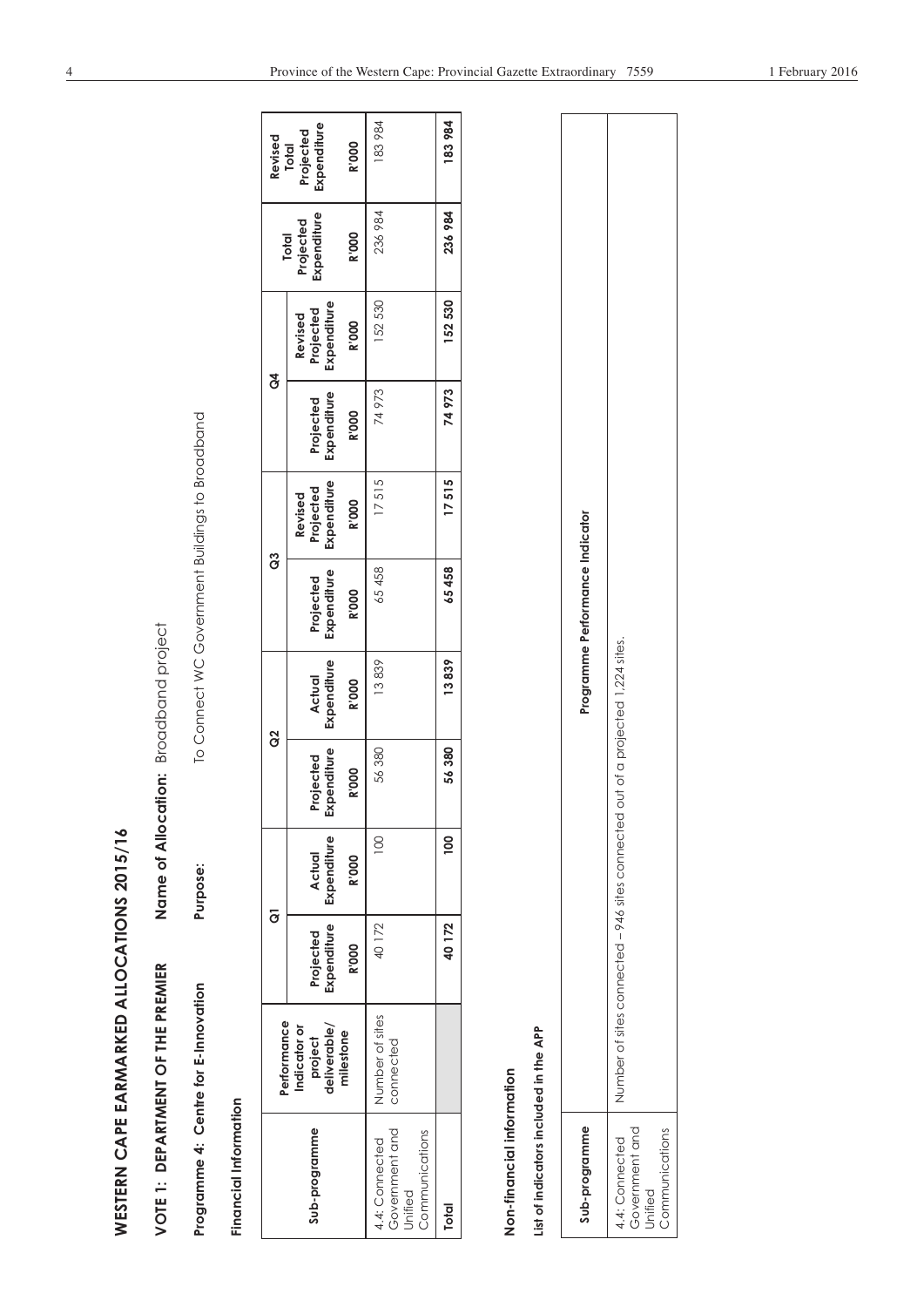# WESTERN CAPE EARMARKED ALLOCATIONS 2015/16

**VOTE 1: DEPARTMENT OF THE PREMIER** **Name of Allocation:** Broadband project

**Programme 4: Centre for E-Innovation** **Purpose:** To Connect WC Government Buildings to Broadband

**Financial Information**

| Sub-programme | Performance Indicator or project deliverable/ milestone | Q1 | | Q2 | | Q3 | | Q4 | | Total Projected Expenditure | Revised Total Projected Expenditure |
|---|---|---|---|---|---|---|---|---|---|---|---|
| | | Projected Expenditure | Actual Expenditure | Projected Expenditure | Actual Expenditure | Projected Expenditure | Revised Projected Expenditure | Projected Expenditure | Revised Projected Expenditure | | |
| | | R'000 | R'000 | R'000 | R'000 | R'000 | R'000 | R'000 | R'000 | R'000 | R'000 |
| 4.4: Connected Government and Unified Communications | Number of sites connected | 40 172 | 100 | 56 380 | 13 839 | 65 458 | 17 515 | 74 973 | 152 530 | 236 984 | 183 984 |
| **Total** | | **40 172** | **100** | **56 380** | **13 839** | **65 458** | **17 515** | **74 973** | **152 530** | **236 984** | **183 984** |

**Non-financial information**

**List of indicators included in the APP**

| Sub-programme | Programme Performance Indicator |
|---|---|
| 4.4: Connected Government and Unified Communications | Number of sites connected – 946 sites connected out of a projected 1,224 sites. |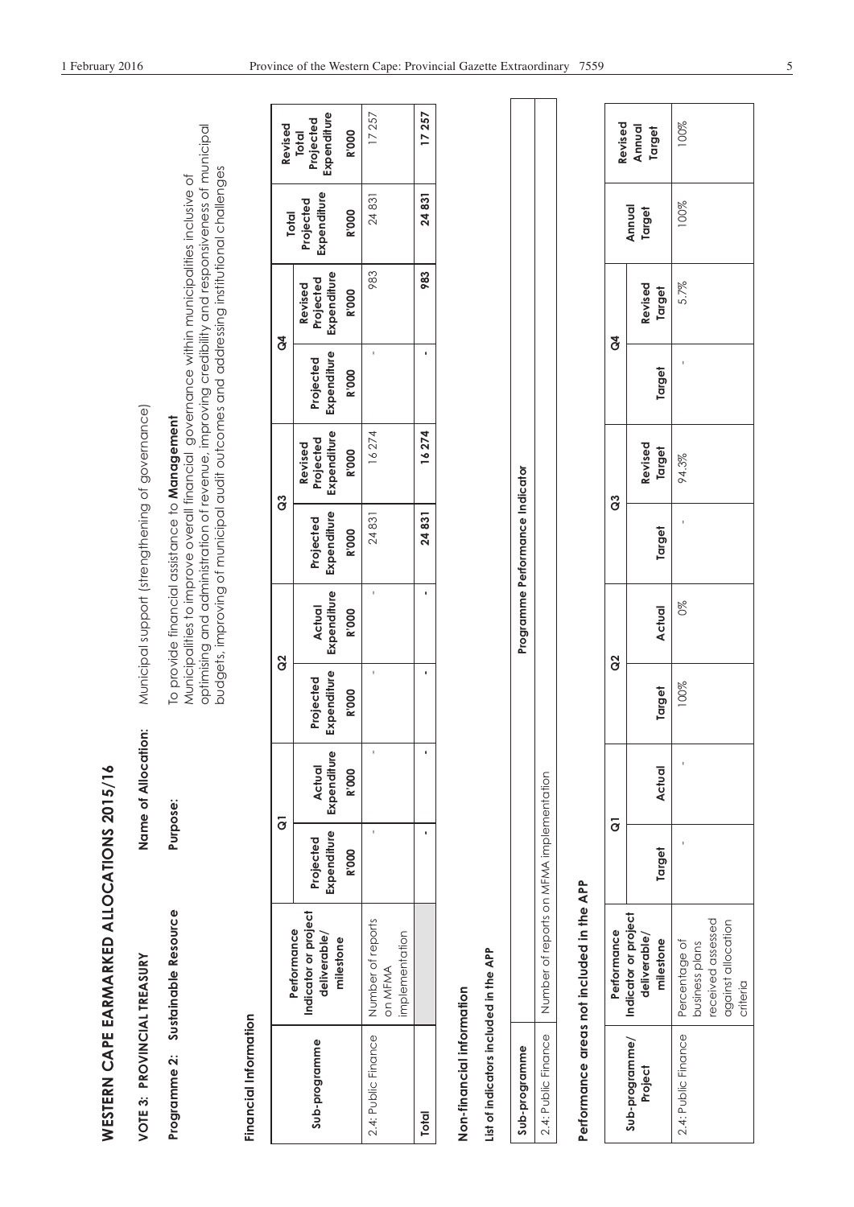# WESTERN CAPE EARMARKED ALLOCATIONS 2015/16

**VOTE 3: PROVINCIAL TREASURY** **Name of Allocation:** Municipal support (strengthening of governance)

**Programme 2: Sustainable Resource** **Purpose:** To provide financial assistance to **Management** Municipalities to improve overall financial governance within municipalities inclusive of optimising and administration of revenue, improving credibility and responsiveness of municipal budgets, improving of municipal audit outcomes and addressing institutional challenges

## Financial Information

| Sub-programme | Performance Indicator or project deliverable/ milestone | Q1 | | Q2 | | Q3 | | Q4 | | Total Projected Expenditure | Revised Total Projected Expenditure |
|---|---|---|---|---|---|---|---|---|---|---|---|
| | | Projected Expenditure R'000 | Actual Expenditure R'000 | Projected Expenditure R'000 | Actual Expenditure R'000 | Projected Expenditure R'000 | Revised Projected Expenditure R'000 | Projected Expenditure R'000 | Revised Projected Expenditure R'000 | R'000 | R'000 |
| 2.4: Public Finance | Number of reports on MFMA implementation | - | - | - | - | 24 831 | 16 274 | - | 983 | 24 831 | 17 257 |
| **Total** | | **-** | **-** | **-** | **-** | **24 831** | **16 274** | **-** | **983** | **24 831** | **17 257** |

## Non-financial information

### List of indicators included in the APP

| Sub-programme | Programme Performance Indicator |
|---|---|
| 2.4: Public Finance | Number of reports on MFMA implementation |

### Performance areas not included in the APP

| Sub-programme/ Project | Performance Indicator or project deliverable/ milestone | Q1 | | Q2 | | Q3 | | Q4 | | Annual Target | Revised Annual Target |
|---|---|---|---|---|---|---|---|---|---|---|---|
| | | Target | Actual | Target | Actual | Target | Revised Target | Target | Revised Target | | |
| 2.4: Public Finance | Percentage of business plans received assessed against allocation criteria | - | - | 100% | 0% | - | 94.3% | - | 5.7% | 100% | 100% |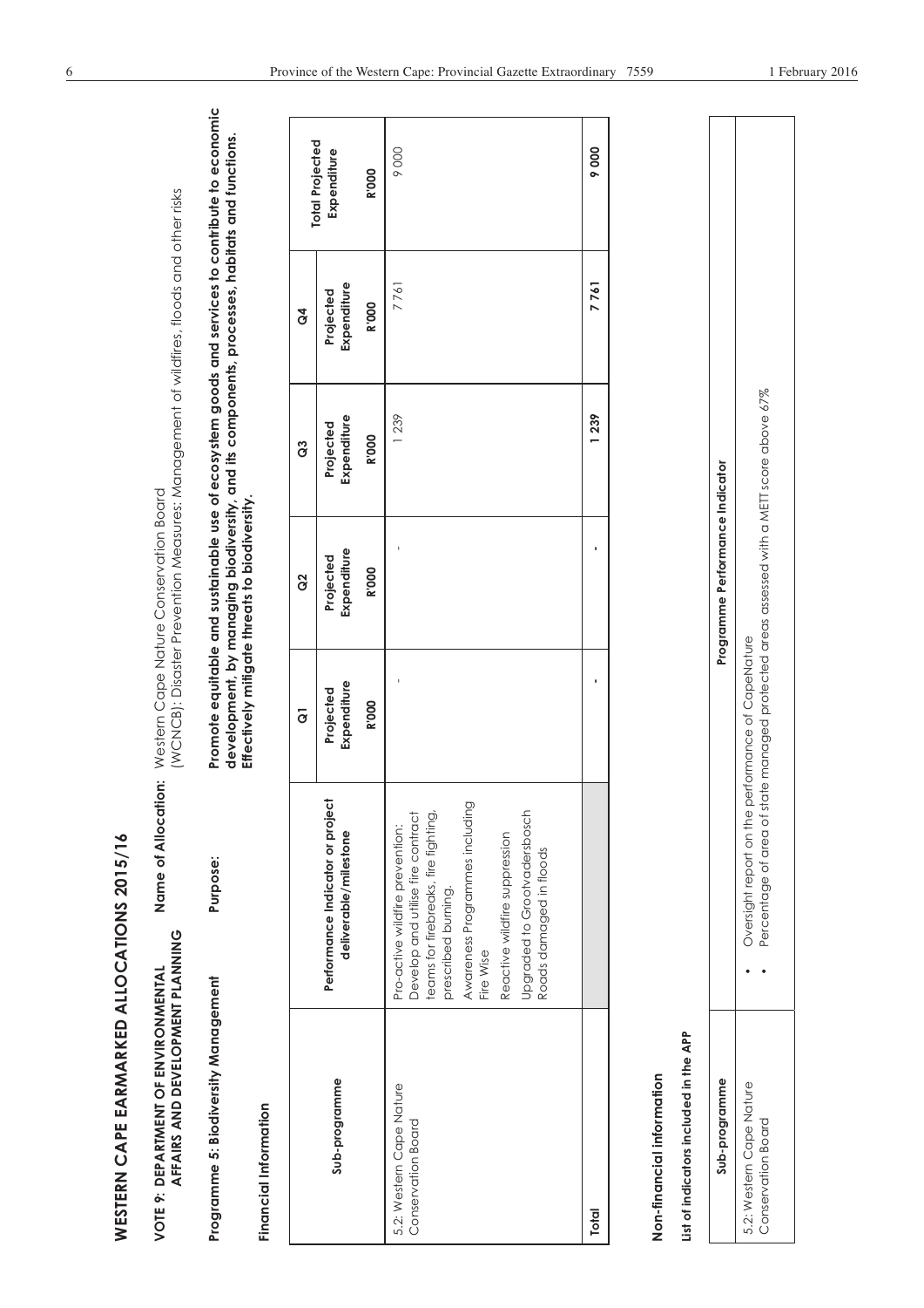# WESTERN CAPE EARMARKED ALLOCATIONS 2015/16

**VOTE 9: DEPARTMENT OF ENVIRONMENTAL AFFAIRS AND DEVELOPMENT PLANNING**

**Name of Allocation:** Western Cape Nature Conservation Board (WCNCB): Disaster Prevention Measures: Management of wildfires, floods and other risks

**Programme 5: Biodiversity Management**

**Purpose:** **Promote equitable and sustainable use of ecosystem goods and services to contribute to economic development, by managing biodiversity, and its components, processes, habitats and functions. Effectively mitigate threats to biodiversity.**

**Financial Information**

| Sub-programme | Performance Indicator or project deliverable/milestone | Q1 Projected Expenditure R'000 | Q2 Projected Expenditure R'000 | Q3 Projected Expenditure R'000 | Q4 Projected Expenditure R'000 | Total Projected Expenditure R'000 |
|---|---|---|---|---|---|---|
| 5.2: Western Cape Nature Conservation Board | Pro-active wildfire prevention: Develop and utilise fire contract teams for firebreaks, fire fighting, prescribed burning. Awareness Programmes including Fire Wise Reactive wildfire suppression Upgraded to Grootvadersbosch Roads damaged in floods | - | - | 1 239 | 7 761 | 9 000 |
| **Total** | | **-** | **-** | **1 239** | **7 761** | **9 000** |

**Non-financial information**

**List of indicators included in the APP**

| Sub-programme | Programme Performance Indicator |
|---|---|
| 5.2: Western Cape Nature Conservation Board | • Oversight report on the performance of CapeNature<br>• Percentage of area of state managed protected areas assessed with a METT score above 67% |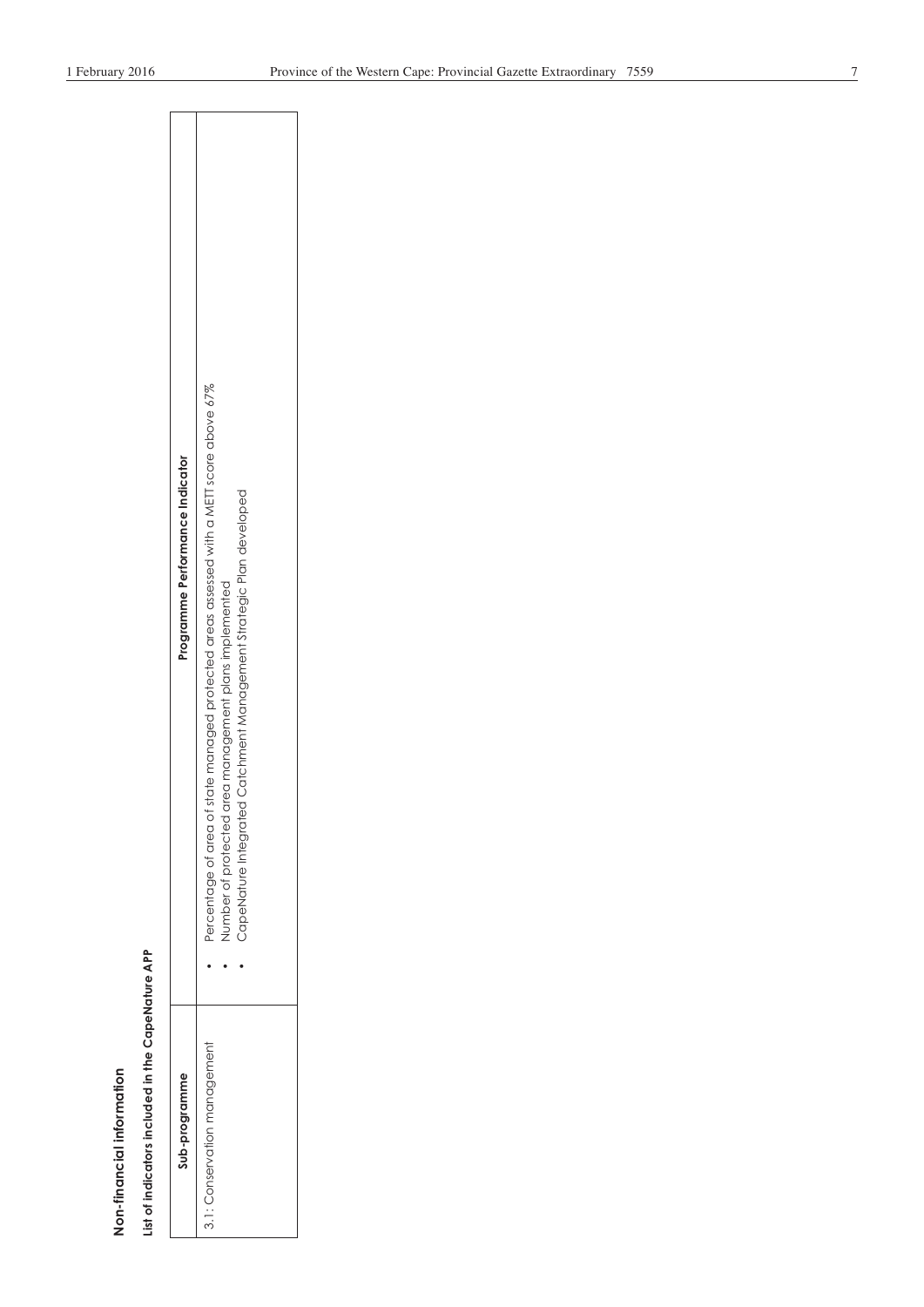**Non-financial information**

**List of indicators included in the CapeNature APP**

| Sub-programme | Programme Performance Indicator |
|---|---|
| 3.1: Conservation management | • Percentage of area of state managed protected areas assessed with a METT score above 67%<br>• Number of protected area management plans implemented<br>• CapeNature Integrated Catchment Management Strategic Plan developed |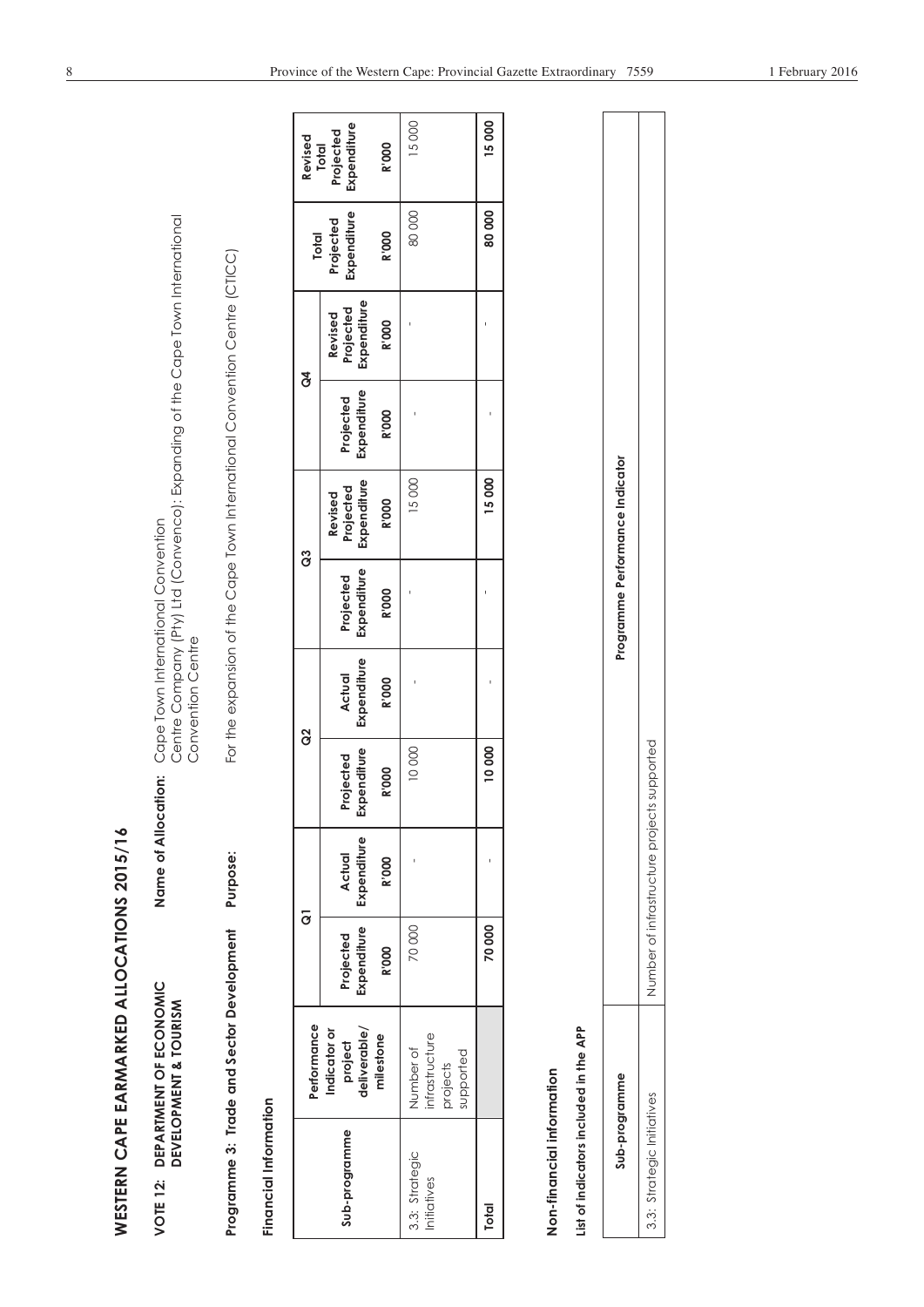# WESTERN CAPE EARMARKED ALLOCATIONS 2015/16

**VOTE 12: DEPARTMENT OF ECONOMIC DEVELOPMENT & TOURISM**

**Name of Allocation:** Cape Town International Convention Centre Company (Pty) Ltd (Convenco): Expanding of the Cape Town International Convention Centre

**Programme 3: Trade and Sector Development**

**Purpose:** For the expansion of the Cape Town International Convention Centre (CTICC)

**Financial Information**

| Sub-programme | Performance Indicator or project deliverable/ milestone | Q1 | | Q2 | | Q3 | | Q4 | | Total Projected Expenditure | Revised Total Projected Expenditure |
|---|---|---|---|---|---|---|---|---|---|---|---|
| | | Projected Expenditure | Actual Expenditure | Projected Expenditure | Actual Expenditure | Projected Expenditure | Revised Projected Expenditure | Projected Expenditure | Revised Projected Expenditure | | |
| | | R'000 | R'000 | R'000 | R'000 | R'000 | R'000 | R'000 | R'000 | R'000 | R'000 |
| 3.3: Strategic Initiatives | Number of infrastructure projects supported | 70 000 | - | 10 000 | - | - | 15 000 | - | - | 80 000 | 15 000 |
| **Total** | | **70 000** | - | **10 000** | - | - | **15 000** | - | - | **80 000** | **15 000** |

**Non-financial information**

**List of indicators included in the APP**

| Sub-programme | Programme Performance Indicator |
|---|---|
| 3.3: Strategic Initiatives | Number of infrastructure projects supported |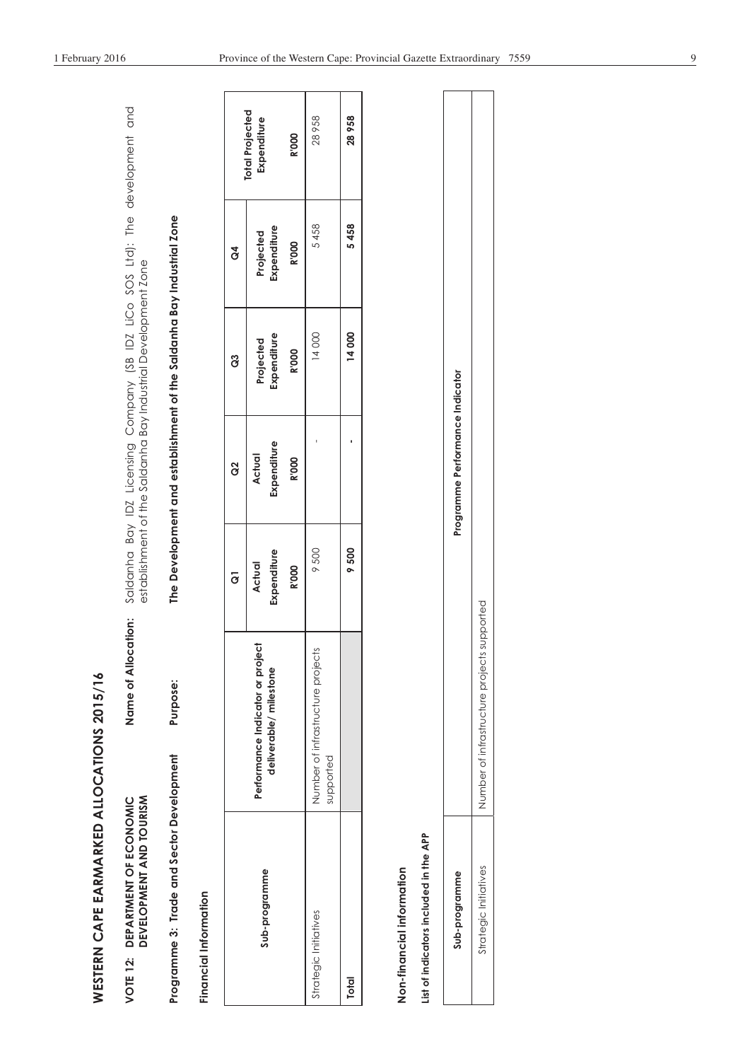# WESTERN CAPE EARMARKED ALLOCATIONS 2015/16

**VOTE 12: DEPARTMENT OF ECONOMIC DEVELOPMENT AND TOURISM**

**Name of Allocation:** Saldanha Bay IDZ Licensing Company (SB IDZ LiCo SOS Ltd): The development and establishment of the Saldanha Bay Industrial Development Zone

**Programme 3: Trade and Sector Development**

**Purpose:** **The Development and establishment of the Saldanha Bay Industrial Zone**

**Financial Information**

| Sub-programme | Performance Indicator or project deliverable/ milestone | Q1 | Q2 | Q3 | Q4 | Total Projected Expenditure |
|---|---|---|---|---|---|---|
| | | Actual Expenditure R'000 | Actual Expenditure R'000 | Projected Expenditure R'000 | Projected Expenditure R'000 | R'000 |
| Strategic Initiatives | Number of infrastructure projects supported | 9 500 | - | 14 000 | 5 458 | 28 958 |
| **Total** | | **9 500** | **-** | **14 000** | **5 458** | **28 958** |

**Non-financial information**

**List of indicators included in the APP**

| Sub-programme | Programme Performance Indicator |
|---|---|
| Strategic Initiatives | Number of infrastructure projects supported |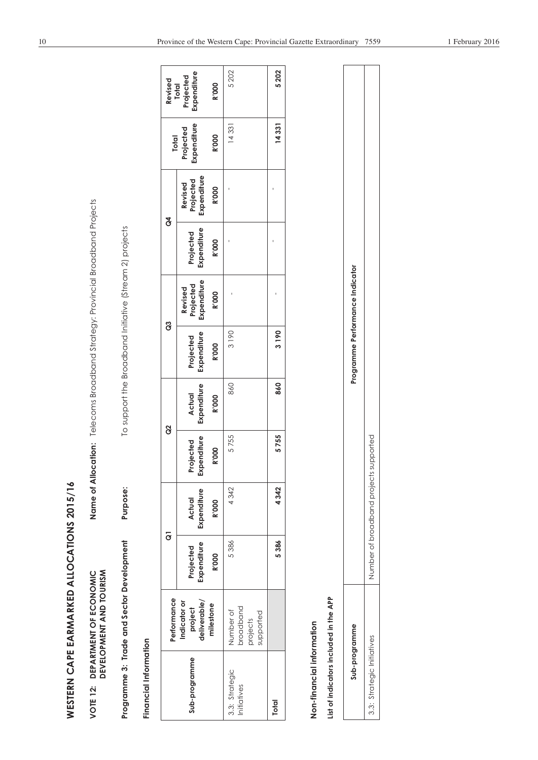# WESTERN CAPE EARMARKED ALLOCATIONS 2015/16

**VOTE 12: DEPARTMENT OF ECONOMIC DEVELOPMENT AND TOURISM** **Name of Allocation:** Telecoms Broadband Strategy: Provincial Broadband Projects

**Programme 3: Trade and Sector Development** **Purpose:** To support the Broadband Initiative (Stream 2) projects

**Financial Information**

| Sub-programme | Performance Indicator or project deliverable/ milestone | Q1 | | Q2 | | Q3 | | Q4 | | Total Projected Expenditure | Revised Total Projected Expenditure |
|---|---|---|---|---|---|---|---|---|---|---|---|
| | | Projected Expenditure | Actual Expenditure | Projected Expenditure | Actual Expenditure | Projected Expenditure | Revised Projected Expenditure | Projected Expenditure | Revised Projected Expenditure | | |
| | | R'000 | R'000 | R'000 | R'000 | R'000 | R'000 | R'000 | R'000 | R'000 | R'000 |
| 3.3: Strategic Initiatives | Number of broadband projects supported | 5 386 | 4 342 | 5 755 | 860 | 3 190 | - | - | - | 14 331 | 5 202 |
| **Total** | | **5 386** | **4 342** | **5 755** | **860** | **3 190** | - | - | - | **14 331** | **5 202** |

**Non-financial information**

**List of indicators included in the APP**

| Sub-programme | Programme Performance Indicator |
|---|---|
| 3.3: Strategic Initiatives | Number of broadband projects supported |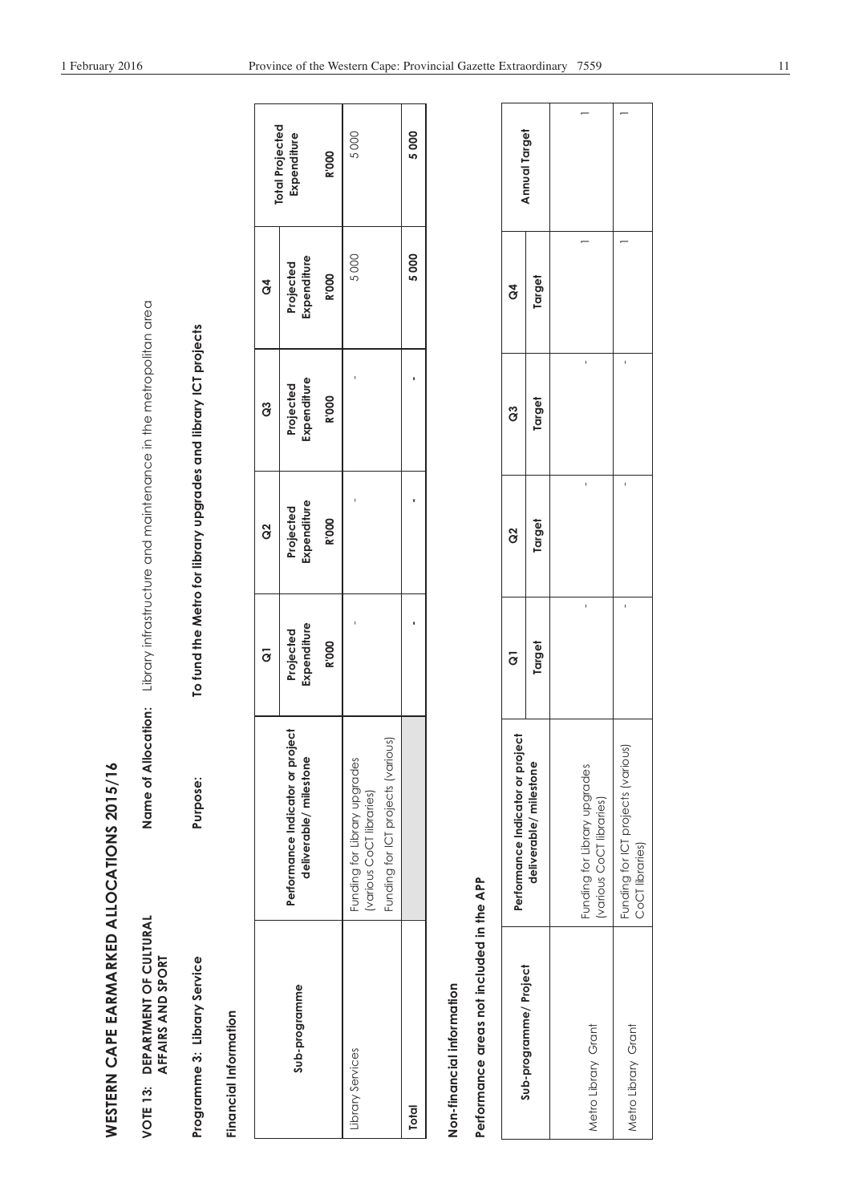# WESTERN CAPE EARMARKED ALLOCATIONS 2015/16

**VOTE 13: DEPARTMENT OF CULTURAL AFFAIRS AND SPORT** &nbsp;&nbsp;&nbsp; **Name of Allocation:** Library infrastructure and maintenance in the metropolitan area

**Programme 3: Library Service** &nbsp;&nbsp;&nbsp; **Purpose:** **To fund the Metro for library upgrades and library ICT projects**

**Financial Information**

| Sub-programme | Performance Indicator or project deliverable/ milestone | Q1 | Q2 | Q3 | Q4 | Total Projected Expenditure |
|---|---|---|---|---|---|---|
| | | Projected Expenditure | Projected Expenditure | Projected Expenditure | Projected Expenditure | |
| | | R'000 | R'000 | R'000 | R'000 | R'000 |
| Library Services | Funding for Library upgrades (various CoCT libraries) Funding for ICT projects (various) | - | - | - | 5 000 | 5 000 |
| **Total** | | **-** | **-** | **-** | **5 000** | **5 000** |

**Non-financial information**

**Performance areas not included in the APP**

| Sub-programme/ Project | Performance Indicator or project deliverable/ milestone | Q1 | Q2 | Q3 | Q4 | Annual Target |
|---|---|---|---|---|---|---|
| | | Target | Target | Target | Target | |
| Metro Library Grant | Funding for Library upgrades (various CoCT libraries) | - | - | - | 1 | 1 |
| Metro Library Grant | Funding for ICT projects (various) CoCT libraries) | - | - | - | 1 | 1 |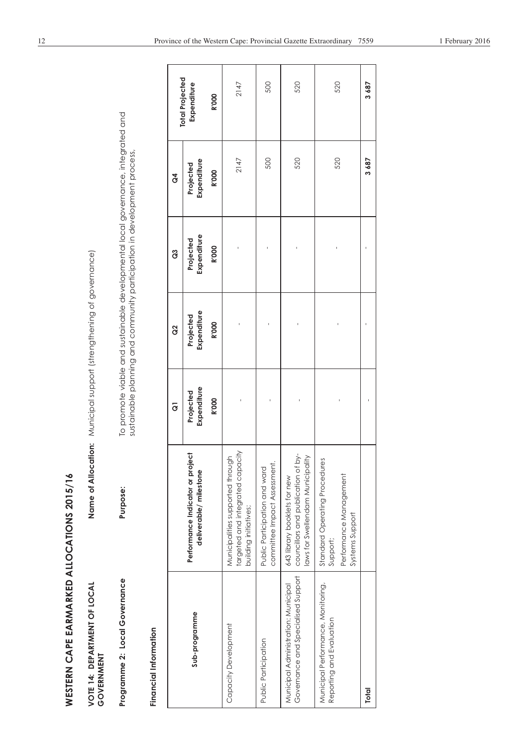# WESTERN CAPE EARMARKED ALLOCATIONS 2015/16

**VOTE 14: DEPARTMENT OF LOCAL GOVERNMENT**

**Name of Allocation:** Municipal support (strengthening of governance)

**Programme 2: Local Governance**

**Purpose:** To promote viable and sustainable developmental local governance, integrated and sustainable planning and community participation in development process,

**Financial Information**

| Sub-programme | Performance Indicator or project deliverable/ milestone | Q1 | Q2 | Q3 | Q4 | Total Projected Expenditure |
|---|---|---|---|---|---|---|
| | | Projected Expenditure R'000 | Projected Expenditure R'000 | Projected Expenditure R'000 | Projected Expenditure R'000 | R'000 |
| Capacity Development | Municipalities supported through targeted and integrated capacity building initiatives; | - | - | - | 2147 | 2147 |
| Public Participation | Public Participation and ward committee Impact Assessment. | - | - | - | 500 | 500 |
| Municipal Administration: Municipal Governance and Specialised Support | 643 library booklets for new councillors and publication of by-laws for Swellendam Municipality | - | - | - | 520 | 520 |
| Municipal Performance, Monitoring, Reporting and Evaluation | Standard Operating Procedures Support; Performance Management Systems Support | - | - | - | 520 | 520 |
| **Total** | | - | - | - | **3 687** | **3 687** |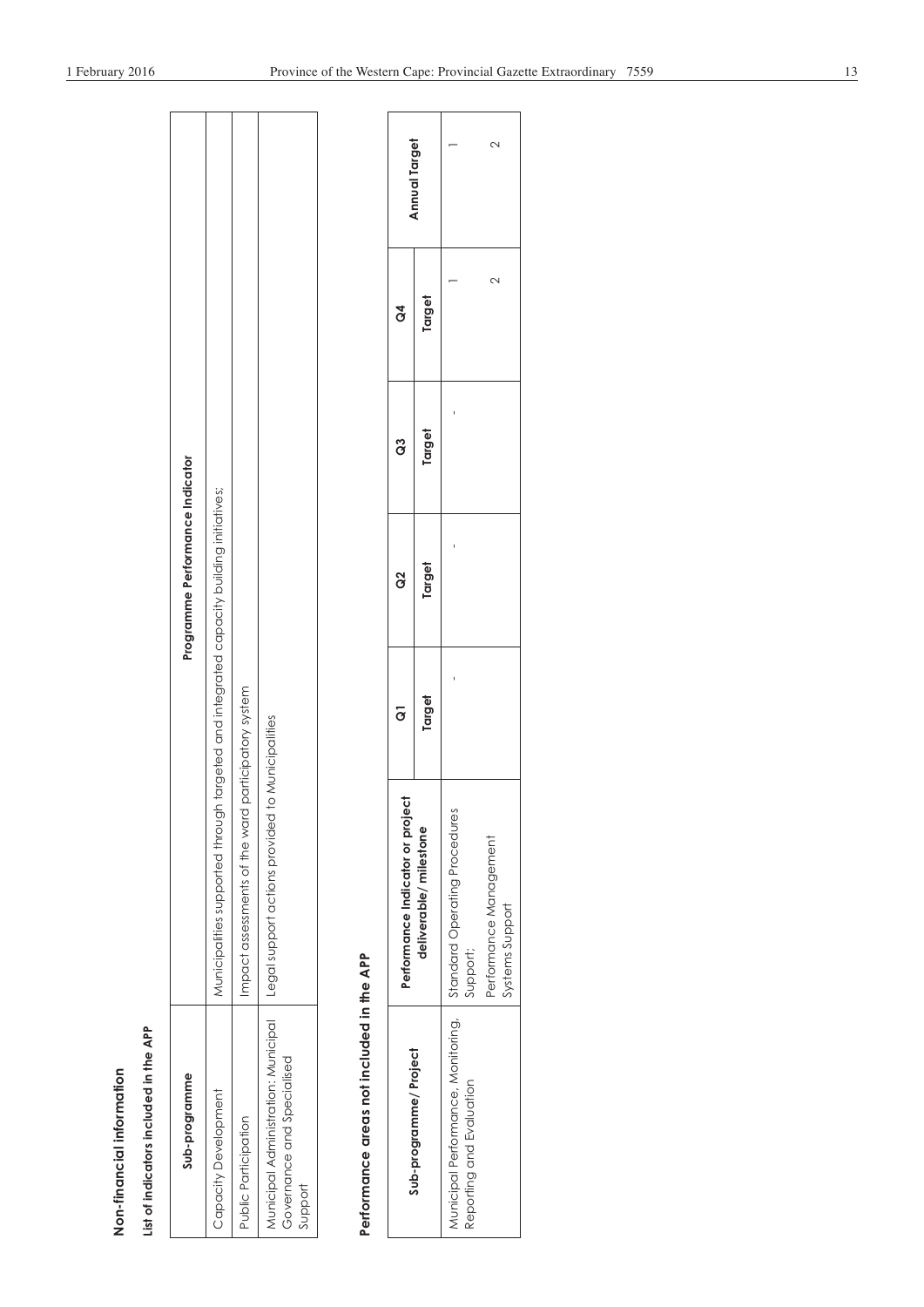**Non-financial information**

**List of indicators included in the APP**

| Sub-programme | Programme Performance Indicator |
|---|---|
| Capacity Development | Municipalities supported through targeted and integrated capacity building initiatives; |
| Public Participation | Impact assessments of the ward participatory system |
| Municipal Administration: Municipal Governance and Specialised Support | Legal support actions provided to Municipalities |

**Performance areas not included in the APP**

| Sub-programme/ Project | Performance Indicator or project deliverable/ milestone | Q1 | Q2 | Q3 | Q4 | Annual Target |
|---|---|---|---|---|---|---|
| | | Target | Target | Target | Target | |
| Municipal Performance, Monitoring, Reporting and Evaluation | Standard Operating Procedures Support; | - | - | - | 1 | 1 |
| | Performance Management Systems Support | | | | 2 | 2 |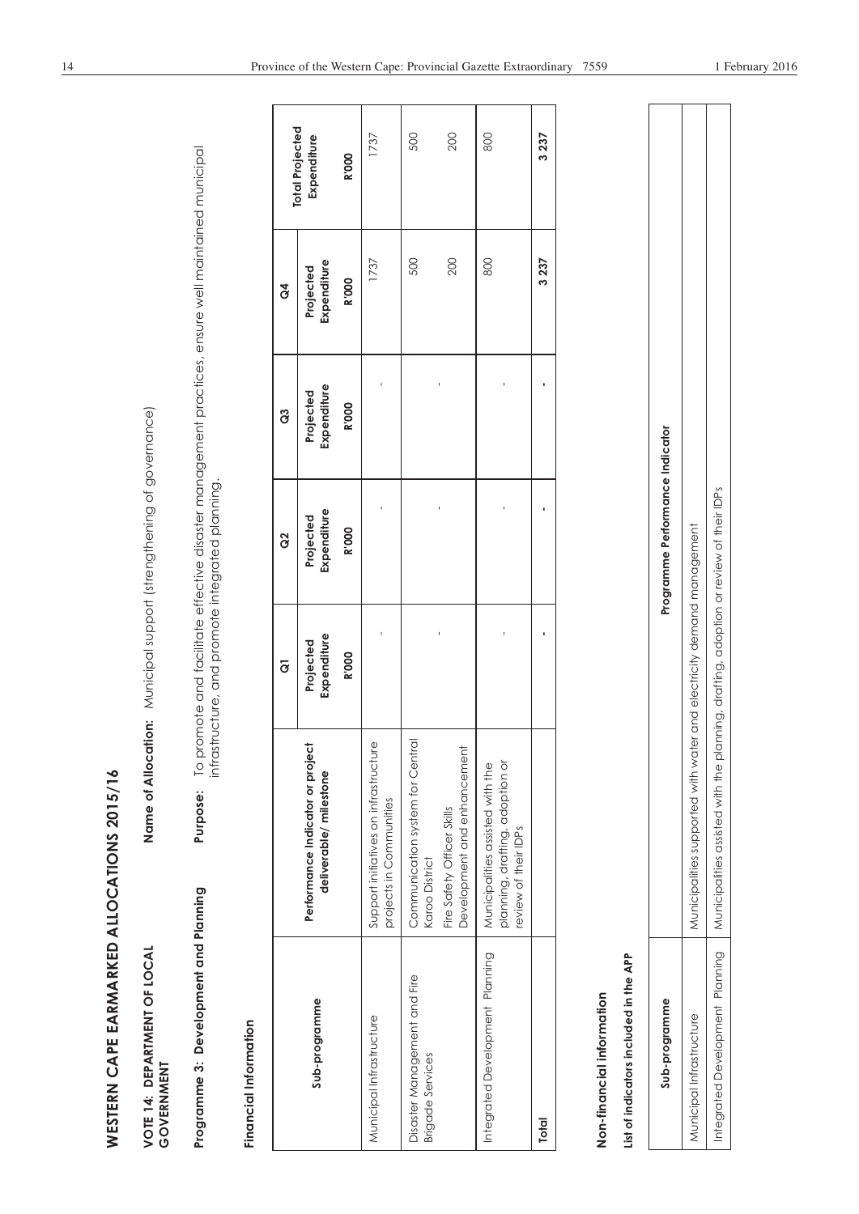# WESTERN CAPE EARMARKED ALLOCATIONS 2015/16

**VOTE 14: DEPARTMENT OF LOCAL GOVERNMENT** **Name of Allocation:** Municipal support (strengthening of governance)

**Programme 3: Development and Planning** **Purpose:** To promote and facilitate effective disaster management practices, ensure well maintained municipal infrastructure, and promote integrated planning.

**Financial Information**

| Sub-programme | Performance Indicator or project deliverable/ milestone | Q1 | Q2 | Q3 | Q4 | Total Projected Expenditure |
|---|---|---|---|---|---|---|
| | | Projected Expenditure R'000 | Projected Expenditure R'000 | Projected Expenditure R'000 | Projected Expenditure R'000 | R'000 |
| Municipal Infrastructure | Support initiatives on infrastructure projects in Communities | - | - | - | 1737 | 1737 |
| Disaster Management and Fire Brigade Services | Communication system for Central Karoo District | - | - | - | 500 | 500 |
| | Fire Safety Officer Skills Development and enhancement | | | | 200 | 200 |
| Integrated Development Planning | Municipalities assisted with the planning, drafting, adoption or review of their IDPs | - | - | - | 800 | 800 |
| **Total** | | **-** | **-** | **-** | **3 237** | **3 237** |

**Non-financial information**

**List of indicators included in the APP**

| Sub-programme | Programme Performance Indicator |
|---|---|
| Municipal Infrastructure | Municipalities supported with water and electricity demand management |
| Integrated Development Planning | Municipalities assisted with the planning, drafting, adoption or review of their IDPs |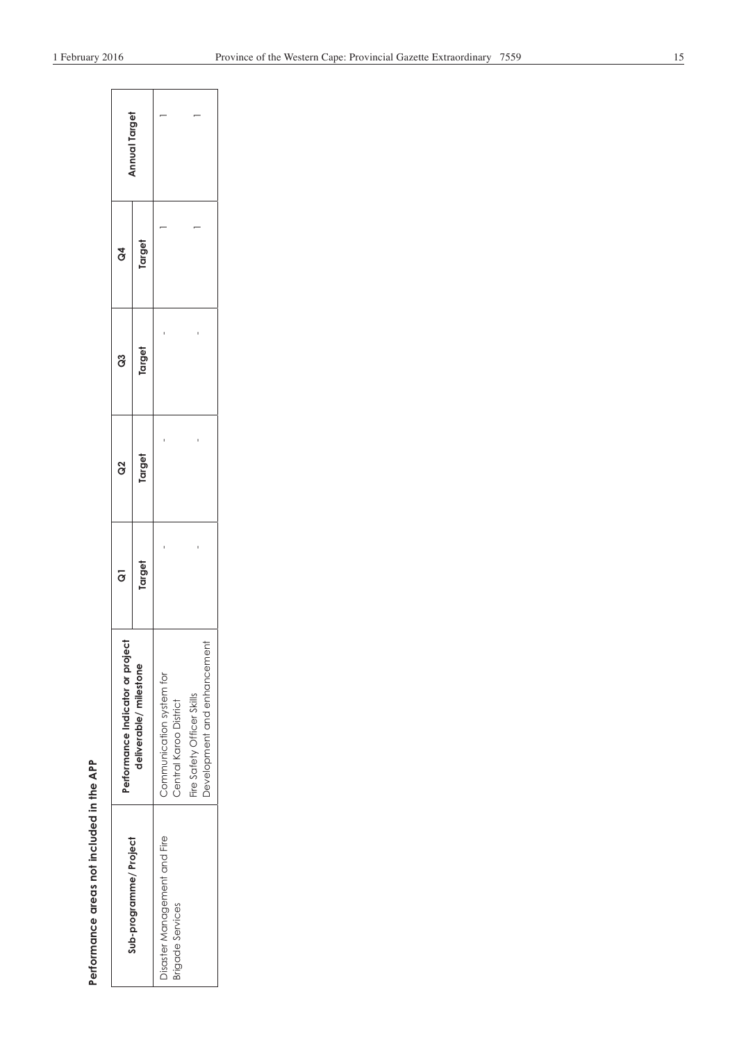**Performance areas not included in the APP**

| Sub-programme/ Project | Performance Indicator or project deliverable/ milestone | Q1 | Q2 | Q3 | Q4 | Annual Target |
|---|---|---|---|---|---|---|
| | | Target | Target | Target | Target | |
| Disaster Management and Fire Brigade Services | Communication system for Central Karoo District | - | - | - | 1 | 1 |
| | Fire Safety Officer Skills Development and enhancement | - | - | - | 1 | 1 |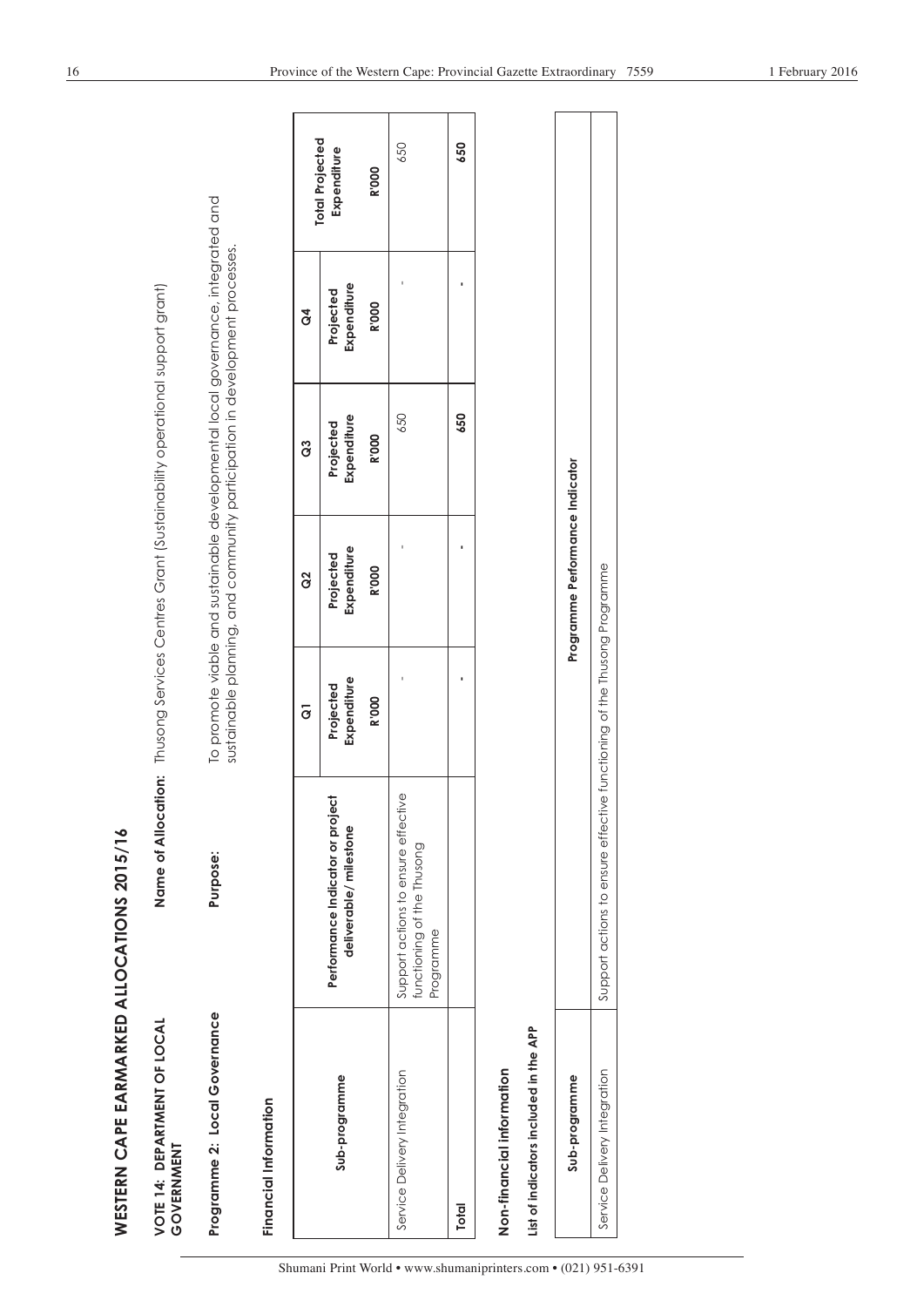# WESTERN CAPE EARMARKED ALLOCATIONS 2015/16

**VOTE 14: DEPARTMENT OF LOCAL GOVERNMENT**

**Name of Allocation:** Thusong Services Centres Grant (Sustainability operational support grant)

**Programme 2: Local Governance**

**Purpose:** To promote viable and sustainable developmental local governance, integrated and sustainable planning, and community participation in development processes.

**Financial Information**

| Sub-programme | Performance Indicator or project deliverable/ milestone | Q1 | Q2 | Q3 | Q4 | Total Projected Expenditure |
|---|---|---|---|---|---|---|
| | | Projected Expenditure | Projected Expenditure | Projected Expenditure | Projected Expenditure | |
| | | R'000 | R'000 | R'000 | R'000 | R'000 |
| Service Delivery Integration | Support actions to ensure effective functioning of the Thusong Programme | - | - | 650 | - | 650 |
| **Total** | | **-** | **-** | **650** | **-** | **650** |

**Non-financial information**

**List of indicators included in the APP**

| Sub-programme | Programme Performance Indicator |
|---|---|
| Service Delivery Integration | Support actions to ensure effective functioning of the Thusong Programme |